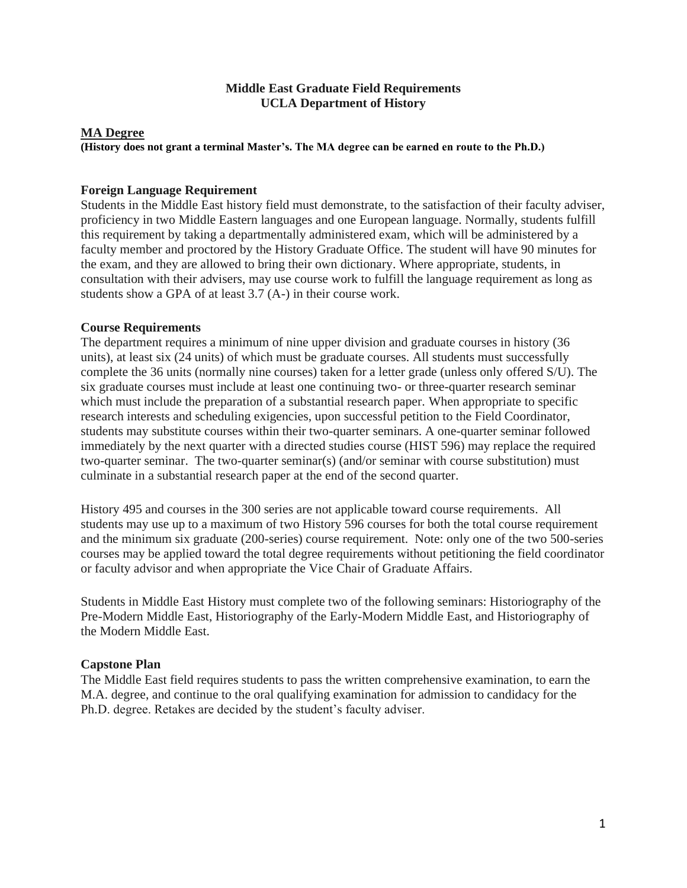# Middle East Graduate Field Requirements
# UCLA Department of History

## MA Degree

**(History does not grant a terminal Master's. The MA degree can be earned en route to the Ph.D.)**

### Foreign Language Requirement

Students in the Middle East history field must demonstrate, to the satisfaction of their faculty adviser, proficiency in two Middle Eastern languages and one European language. Normally, students fulfill this requirement by taking a departmentally administered exam, which will be administered by a faculty member and proctored by the History Graduate Office. The student will have 90 minutes for the exam, and they are allowed to bring their own dictionary. Where appropriate, students, in consultation with their advisers, may use course work to fulfill the language requirement as long as students show a GPA of at least 3.7 (A-) in their course work.

### Course Requirements

The department requires a minimum of nine upper division and graduate courses in history (36 units), at least six (24 units) of which must be graduate courses. All students must successfully complete the 36 units (normally nine courses) taken for a letter grade (unless only offered S/U). The six graduate courses must include at least one continuing two- or three-quarter research seminar which must include the preparation of a substantial research paper. When appropriate to specific research interests and scheduling exigencies, upon successful petition to the Field Coordinator, students may substitute courses within their two-quarter seminars. A one-quarter seminar followed immediately by the next quarter with a directed studies course (HIST 596) may replace the required two-quarter seminar. The two-quarter seminar(s) (and/or seminar with course substitution) must culminate in a substantial research paper at the end of the second quarter.

History 495 and courses in the 300 series are not applicable toward course requirements. All students may use up to a maximum of two History 596 courses for both the total course requirement and the minimum six graduate (200-series) course requirement. Note: only one of the two 500-series courses may be applied toward the total degree requirements without petitioning the field coordinator or faculty advisor and when appropriate the Vice Chair of Graduate Affairs.

Students in Middle East History must complete two of the following seminars: Historiography of the Pre-Modern Middle East, Historiography of the Early-Modern Middle East, and Historiography of the Modern Middle East.

### Capstone Plan

The Middle East field requires students to pass the written comprehensive examination, to earn the M.A. degree, and continue to the oral qualifying examination for admission to candidacy for the Ph.D. degree. Retakes are decided by the student's faculty adviser.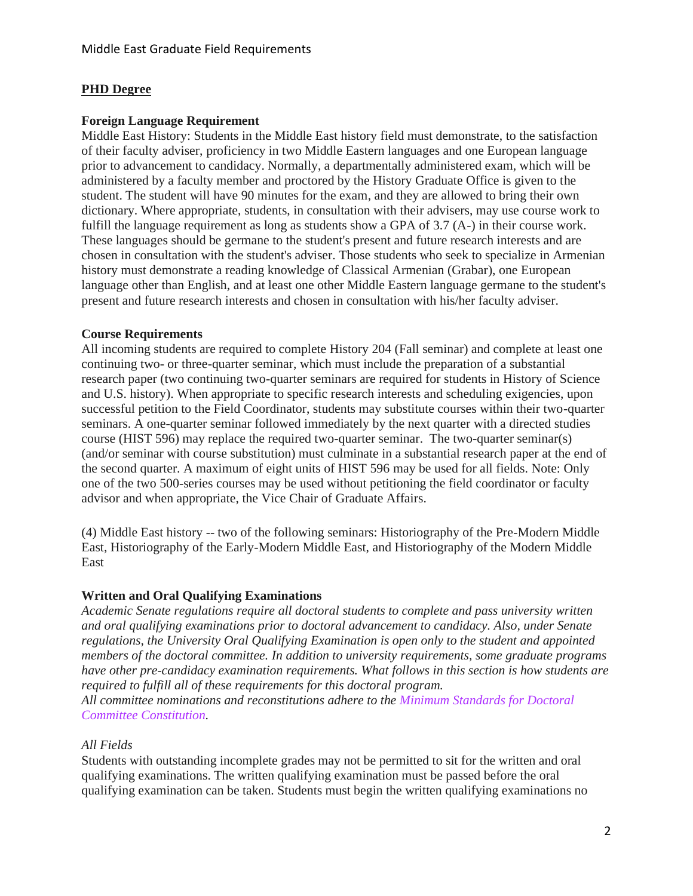## PHD Degree

**Foreign Language Requirement**

Middle East History: Students in the Middle East history field must demonstrate, to the satisfaction of their faculty adviser, proficiency in two Middle Eastern languages and one European language prior to advancement to candidacy. Normally, a departmentally administered exam, which will be administered by a faculty member and proctored by the History Graduate Office is given to the student. The student will have 90 minutes for the exam, and they are allowed to bring their own dictionary. Where appropriate, students, in consultation with their advisers, may use course work to fulfill the language requirement as long as students show a GPA of 3.7 (A-) in their course work. These languages should be germane to the student's present and future research interests and are chosen in consultation with the student's adviser. Those students who seek to specialize in Armenian history must demonstrate a reading knowledge of Classical Armenian (Grabar), one European language other than English, and at least one other Middle Eastern language germane to the student's present and future research interests and chosen in consultation with his/her faculty adviser.

**Course Requirements**

All incoming students are required to complete History 204 (Fall seminar) and complete at least one continuing two- or three-quarter seminar, which must include the preparation of a substantial research paper (two continuing two-quarter seminars are required for students in History of Science and U.S. history). When appropriate to specific research interests and scheduling exigencies, upon successful petition to the Field Coordinator, students may substitute courses within their two-quarter seminars. A one-quarter seminar followed immediately by the next quarter with a directed studies course (HIST 596) may replace the required two-quarter seminar. The two-quarter seminar(s) (and/or seminar with course substitution) must culminate in a substantial research paper at the end of the second quarter. A maximum of eight units of HIST 596 may be used for all fields. Note: Only one of the two 500-series courses may be used without petitioning the field coordinator or faculty advisor and when appropriate, the Vice Chair of Graduate Affairs.

(4) Middle East history -- two of the following seminars: Historiography of the Pre-Modern Middle East, Historiography of the Early-Modern Middle East, and Historiography of the Modern Middle East

**Written and Oral Qualifying Examinations**

*Academic Senate regulations require all doctoral students to complete and pass university written and oral qualifying examinations prior to doctoral advancement to candidacy. Also, under Senate regulations, the University Oral Qualifying Examination is open only to the student and appointed members of the doctoral committee. In addition to university requirements, some graduate programs have other pre-candidacy examination requirements. What follows in this section is how students are required to fulfill all of these requirements for this doctoral program.*
*All committee nominations and reconstitutions adhere to the Minimum Standards for Doctoral Committee Constitution.*

*All Fields*

Students with outstanding incomplete grades may not be permitted to sit for the written and oral qualifying examinations. The written qualifying examination must be passed before the oral qualifying examination can be taken. Students must begin the written qualifying examinations no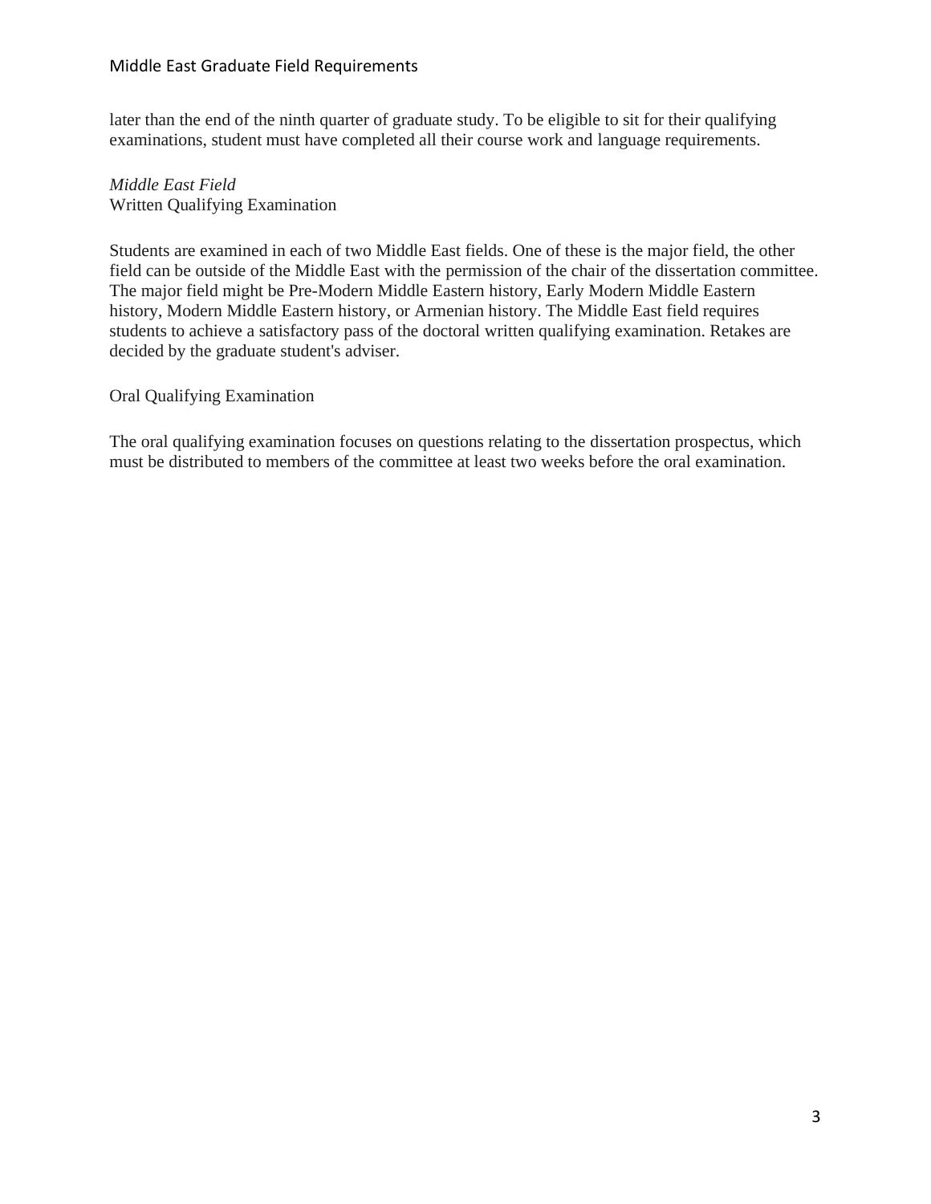later than the end of the ninth quarter of graduate study. To be eligible to sit for their qualifying examinations, student must have completed all their course work and language requirements.

*Middle East Field*

Written Qualifying Examination

Students are examined in each of two Middle East fields. One of these is the major field, the other field can be outside of the Middle East with the permission of the chair of the dissertation committee. The major field might be Pre-Modern Middle Eastern history, Early Modern Middle Eastern history, Modern Middle Eastern history, or Armenian history. The Middle East field requires students to achieve a satisfactory pass of the doctoral written qualifying examination. Retakes are decided by the graduate student's adviser.

Oral Qualifying Examination

The oral qualifying examination focuses on questions relating to the dissertation prospectus, which must be distributed to members of the committee at least two weeks before the oral examination.